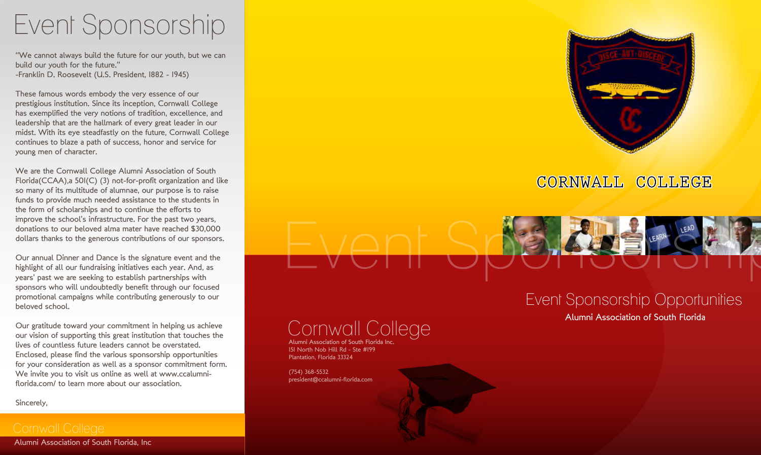# Event Sponsorship

"We cannot always build the future for our youth, but we can build our youth for the future."
-Franklin D. Roosevelt (U.S. President, 1882 - 1945)

These famous words embody the very essence of our prestigious institution. Since its inception, Cornwall College has exemplified the very notions of tradition, excellence, and leadership that are the hallmark of every great leader in our midst. With its eye steadfastly on the future, Cornwall College continues to blaze a path of success, honor and service for young men of character.

We are the Cornwall College Alumni Association of South Florida(CCAA),a 501(C) (3) not-for-profit organization and like so many of its multitude of alumnae, our purpose is to raise funds to provide much needed assistance to the students in the form of scholarships and to continue the efforts to improve the school's infrastructure. For the past two years, donations to our beloved alma mater have reached $30,000 dollars thanks to the generous contributions of our sponsors.

Our annual Dinner and Dance is the signature event and the highlight of all our fundraising initiatives each year. And, as years' past we are seeking to establish partnerships with sponsors who will undoubtedly benefit through our focused promotional campaigns while contributing generously to our beloved school.

Our gratitude toward your commitment in helping us achieve our vision of supporting this great institution that touches the lives of countless future leaders cannot be overstated. Enclosed, please find the various sponsorship opportunities for your consideration as well as a sponsor commitment form. We invite you to visit us online as well at www.ccalumni-florida.com/ to learn more about our association.

Sincerely,

Cornwall College
Alumni Association of South Florida, Inc

DISCE · AUT · DISCEDE

CC

CORNWALL COLLEGE

LEARN LEAD

Event Sponsorship

## Event Sponsorship Opportunities

Alumni Association of South Florida

## Cornwall College

Alumni Association of South Florida Inc.
151 North Nob Hill Rd - Ste #199
Plantation, Florida 33324

(754) 368-5532
president@ccalumni-florida.com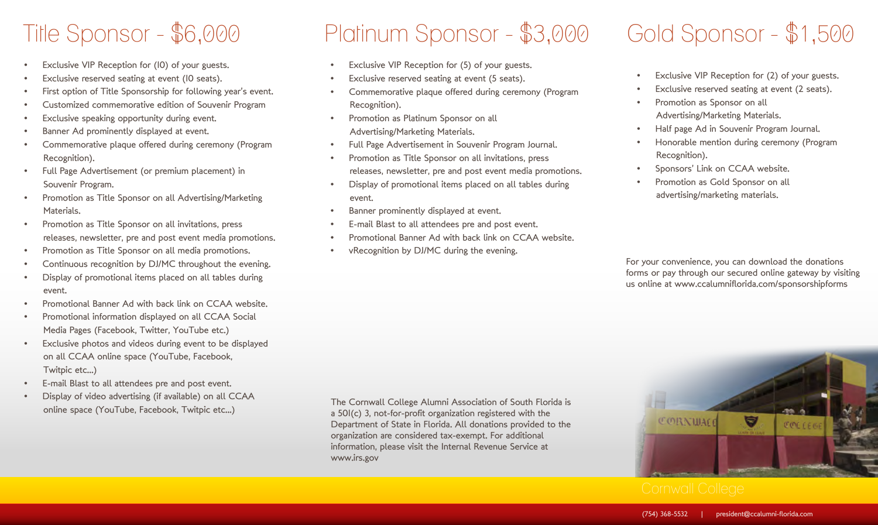# Title Sponsor - $6,000

- Exclusive VIP Reception for (10) of your guests.
- Exclusive reserved seating at event (10 seats).
- First option of Title Sponsorship for following year's event.
- Customized commemorative edition of Souvenir Program
- Exclusive speaking opportunity during event.
- Banner Ad prominently displayed at event.
- Commemorative plaque offered during ceremony (Program Recognition).
- Full Page Advertisement (or premium placement) in Souvenir Program.
- Promotion as Title Sponsor on all Advertising/Marketing Materials.
- Promotion as Title Sponsor on all invitations, press releases, newsletter, pre and post event media promotions.
- Promotion as Title Sponsor on all media promotions.
- Continuous recognition by DJ/MC throughout the evening.
- Display of promotional items placed on all tables during event.
- Promotional Banner Ad with back link on CCAA website.
- Promotional information displayed on all CCAA Social Media Pages (Facebook, Twitter, YouTube etc.)
- Exclusive photos and videos during event to be displayed on all CCAA online space (YouTube, Facebook, Twitpic etc...)
- E-mail Blast to all attendees pre and post event.
- Display of video advertising (if available) on all CCAA online space (YouTube, Facebook, Twitpic etc...)

# Platinum Sponsor - $3,000

- Exclusive VIP Reception for (5) of your guests.
- Exclusive reserved seating at event (5 seats).
- Commemorative plaque offered during ceremony (Program Recognition).
- Promotion as Platinum Sponsor on all Advertising/Marketing Materials.
- Full Page Advertisement in Souvenir Program Journal.
- Promotion as Title Sponsor on all invitations, press releases, newsletter, pre and post event media promotions.
- Display of promotional items placed on all tables during event.
- Banner prominently displayed at event.
- E-mail Blast to all attendees pre and post event.
- Promotional Banner Ad with back link on CCAA website.
- vRecognition by DJ/MC during the evening.

The Cornwall College Alumni Association of South Florida is a 501(c) 3, not-for-profit organization registered with the Department of State in Florida. All donations provided to the organization are considered tax-exempt. For additional information, please visit the Internal Revenue Service at www.irs.gov

# Gold Sponsor - $1,500

- Exclusive VIP Reception for (2) of your guests.
- Exclusive reserved seating at event (2 seats).
- Promotion as Sponsor on all Advertising/Marketing Materials.
- Half page Ad in Souvenir Program Journal.
- Honorable mention during ceremony (Program Recognition).
- Sponsors' Link on CCAA website.
- Promotion as Gold Sponsor on all advertising/marketing materials.

For your convenience, you can download the donations forms or pay through our secured online gateway by visiting us online at www.ccalumniflorida.com/sponsorshipforms

Cornwall College

(754) 368-5532 | president@ccalumni-florida.com